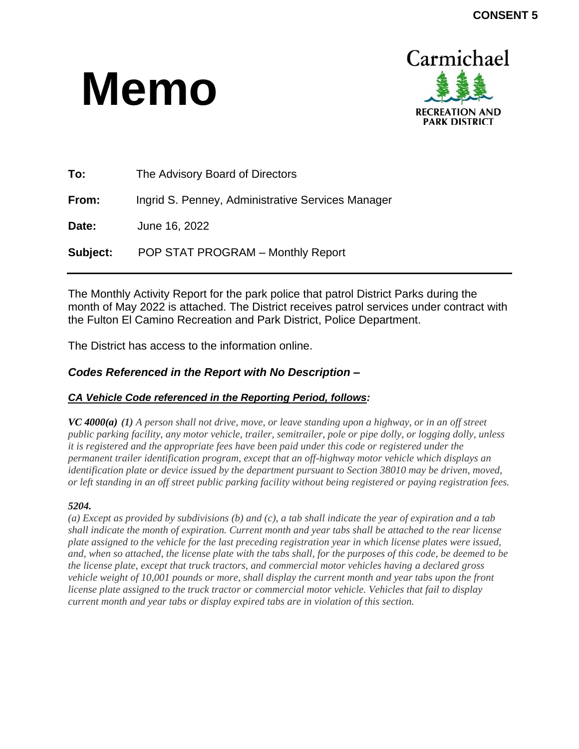CONSENT 5

# Memo

Carmichael
RECREATION AND PARK DISTRICT

**To:** The Advisory Board of Directors

**From:** Ingrid S. Penney, Administrative Services Manager

**Date:** June 16, 2022

**Subject:** POP STAT PROGRAM – Monthly Report

---

The Monthly Activity Report for the park police that patrol District Parks during the month of May 2022 is attached. The District receives patrol services under contract with the Fulton El Camino Recreation and Park District, Police Department.

The District has access to the information online.

### *Codes Referenced in the Report with No Description –*

***CA Vehicle Code referenced in the Reporting Period, follows:***

***VC 4000(a) (1)*** *A person shall not drive, move, or leave standing upon a highway, or in an off street public parking facility, any motor vehicle, trailer, semitrailer, pole or pipe dolly, or logging dolly, unless it is registered and the appropriate fees have been paid under this code or registered under the permanent trailer identification program, except that an off-highway motor vehicle which displays an identification plate or device issued by the department pursuant to Section 38010 may be driven, moved, or left standing in an off street public parking facility without being registered or paying registration fees.*

***5204.***

*(a) Except as provided by subdivisions (b) and (c), a tab shall indicate the year of expiration and a tab shall indicate the month of expiration. Current month and year tabs shall be attached to the rear license plate assigned to the vehicle for the last preceding registration year in which license plates were issued, and, when so attached, the license plate with the tabs shall, for the purposes of this code, be deemed to be the license plate, except that truck tractors, and commercial motor vehicles having a declared gross vehicle weight of 10,001 pounds or more, shall display the current month and year tabs upon the front license plate assigned to the truck tractor or commercial motor vehicle. Vehicles that fail to display current month and year tabs or display expired tabs are in violation of this section.*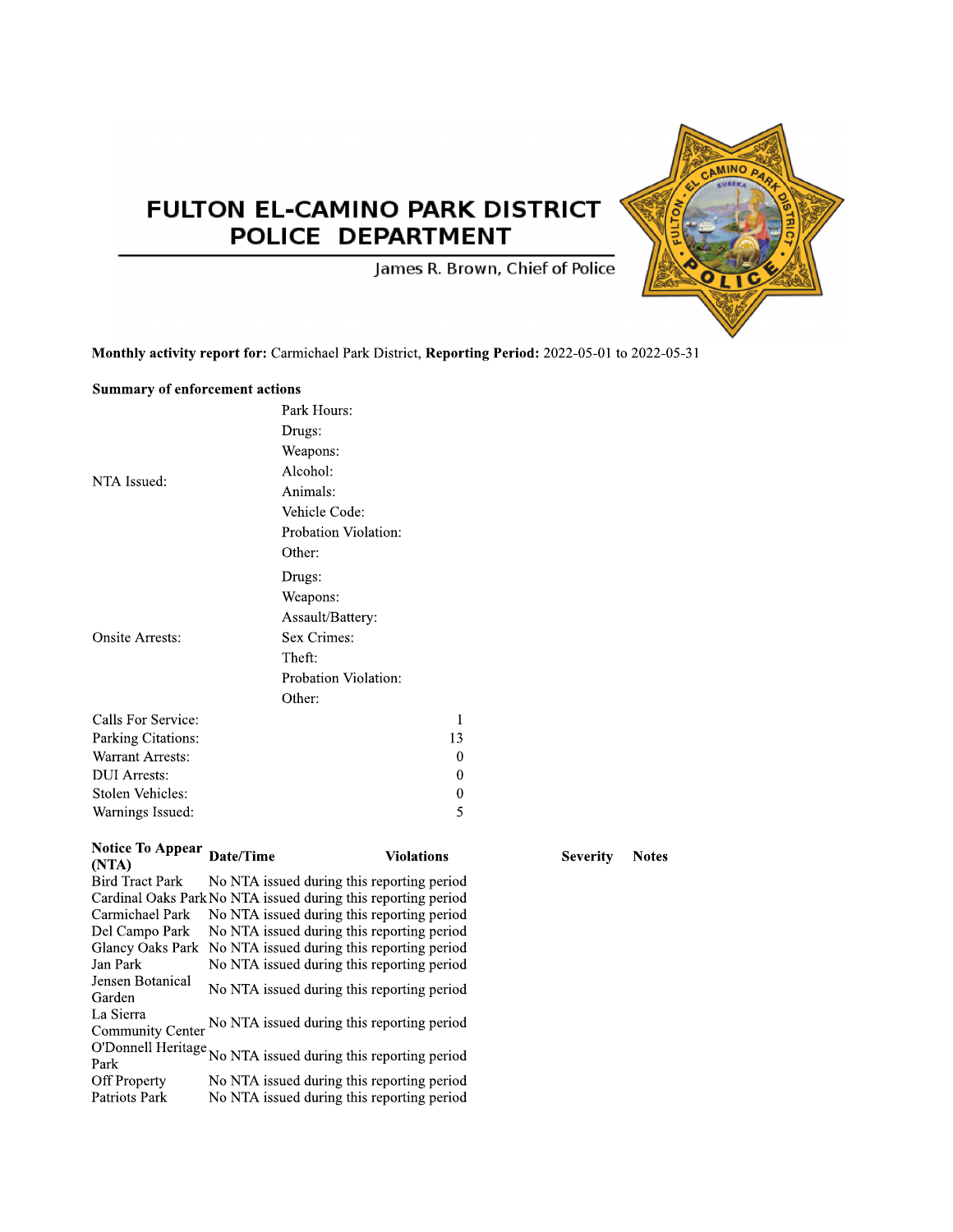# FULTON EL-CAMINO PARK DISTRICT POLICE DEPARTMENT

James R. Brown, Chief of Police

**Monthly activity report for:** Carmichael Park District, **Reporting Period:** 2022-05-01 to 2022-05-31

**Summary of enforcement actions**

| | | |
|---|---|---|
| NTA Issued: | Park Hours: | |
| | Drugs: | |
| | Weapons: | |
| | Alcohol: | |
| | Animals: | |
| | Vehicle Code: | |
| | Probation Violation: | |
| | Other: | |
| Onsite Arrests: | Drugs: | |
| | Weapons: | |
| | Assault/Battery: | |
| | Sex Crimes: | |
| | Theft: | |
| | Probation Violation: | |
| | Other: | |
| Calls For Service: | | 1 |
| Parking Citations: | | 13 |
| Warrant Arrests: | | 0 |
| DUI Arrests: | | 0 |
| Stolen Vehicles: | | 0 |
| Warnings Issued: | | 5 |

| Notice To Appear (NTA) | Date/Time | Violations | Severity | Notes |
|---|---|---|---|---|
| Bird Tract Park | No NTA issued during this reporting period | | | |
| Cardinal Oaks Park | No NTA issued during this reporting period | | | |
| Carmichael Park | No NTA issued during this reporting period | | | |
| Del Campo Park | No NTA issued during this reporting period | | | |
| Glancy Oaks Park | No NTA issued during this reporting period | | | |
| Jan Park | No NTA issued during this reporting period | | | |
| Jensen Botanical Garden | No NTA issued during this reporting period | | | |
| La Sierra Community Center | No NTA issued during this reporting period | | | |
| O'Donnell Heritage Park | No NTA issued during this reporting period | | | |
| Off Property | No NTA issued during this reporting period | | | |
| Patriots Park | No NTA issued during this reporting period | | | |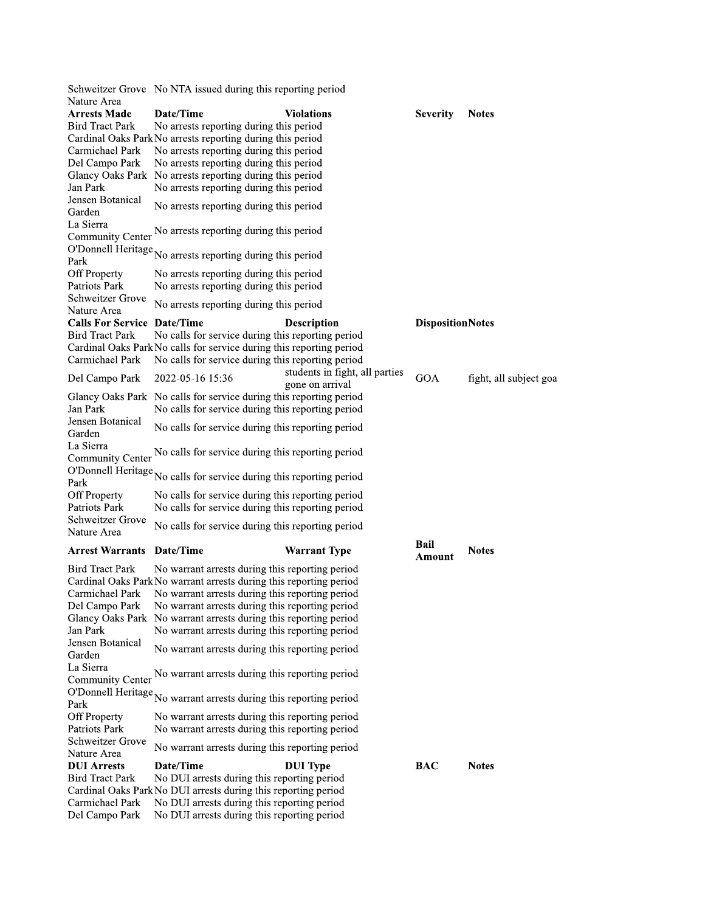| | | | | |
|---|---|---|---|---|
| Schweitzer Grove Nature Area | No NTA issued during this reporting period | | | |
| **Arrests Made** | **Date/Time** | **Violations** | **Severity** | **Notes** |
| Bird Tract Park | No arrests reporting during this period | | | |
| Cardinal Oaks Park | No arrests reporting during this period | | | |
| Carmichael Park | No arrests reporting during this period | | | |
| Del Campo Park | No arrests reporting during this period | | | |
| Glancy Oaks Park | No arrests reporting during this period | | | |
| Jan Park | No arrests reporting during this period | | | |
| Jensen Botanical Garden | No arrests reporting during this period | | | |
| La Sierra Community Center | No arrests reporting during this period | | | |
| O'Donnell Heritage Park | No arrests reporting during this period | | | |
| Off Property | No arrests reporting during this period | | | |
| Patriots Park | No arrests reporting during this period | | | |
| Schweitzer Grove Nature Area | No arrests reporting during this period | | | |
| **Calls For Service** | **Date/Time** | **Description** | **Disposition** | **Notes** |
| Bird Tract Park | No calls for service during this reporting period | | | |
| Cardinal Oaks Park | No calls for service during this reporting period | | | |
| Carmichael Park | No calls for service during this reporting period | | | |
| Del Campo Park | 2022-05-16 15:36 | students in fight, all parties gone on arrival | GOA | fight, all subject goa |
| Glancy Oaks Park | No calls for service during this reporting period | | | |
| Jan Park | No calls for service during this reporting period | | | |
| Jensen Botanical Garden | No calls for service during this reporting period | | | |
| La Sierra Community Center | No calls for service during this reporting period | | | |
| O'Donnell Heritage Park | No calls for service during this reporting period | | | |
| Off Property | No calls for service during this reporting period | | | |
| Patriots Park | No calls for service during this reporting period | | | |
| Schweitzer Grove Nature Area | No calls for service during this reporting period | | | |
| **Arrest Warrants** | **Date/Time** | **Warrant Type** | **Bail Amount** | **Notes** |
| Bird Tract Park | No warrant arrests during this reporting period | | | |
| Cardinal Oaks Park | No warrant arrests during this reporting period | | | |
| Carmichael Park | No warrant arrests during this reporting period | | | |
| Del Campo Park | No warrant arrests during this reporting period | | | |
| Glancy Oaks Park | No warrant arrests during this reporting period | | | |
| Jan Park | No warrant arrests during this reporting period | | | |
| Jensen Botanical Garden | No warrant arrests during this reporting period | | | |
| La Sierra Community Center | No warrant arrests during this reporting period | | | |
| O'Donnell Heritage Park | No warrant arrests during this reporting period | | | |
| Off Property | No warrant arrests during this reporting period | | | |
| Patriots Park | No warrant arrests during this reporting period | | | |
| Schweitzer Grove Nature Area | No warrant arrests during this reporting period | | | |
| **DUI Arrests** | **Date/Time** | **DUI Type** | **BAC** | **Notes** |
| Bird Tract Park | No DUI arrests during this reporting period | | | |
| Cardinal Oaks Park | No DUI arrests during this reporting period | | | |
| Carmichael Park | No DUI arrests during this reporting period | | | |
| Del Campo Park | No DUI arrests during this reporting period | | | |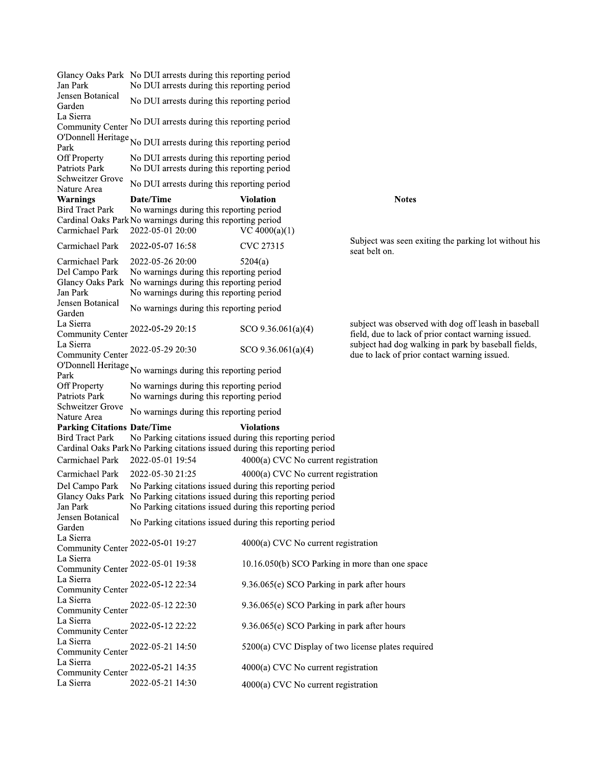| | | | |
|---|---|---|---|
| Glancy Oaks Park | No DUI arrests during this reporting period | | |
| Jan Park | No DUI arrests during this reporting period | | |
| Jensen Botanical Garden | No DUI arrests during this reporting period | | |
| La Sierra Community Center | No DUI arrests during this reporting period | | |
| O'Donnell Heritage Park | No DUI arrests during this reporting period | | |
| Off Property | No DUI arrests during this reporting period | | |
| Patriots Park | No DUI arrests during this reporting period | | |
| Schweitzer Grove Nature Area | No DUI arrests during this reporting period | | |

| **Warnings** | **Date/Time** | **Violation** | **Notes** |
|---|---|---|---|
| Bird Tract Park | No warnings during this reporting period | | |
| Cardinal Oaks Park | No warnings during this reporting period | | |
| Carmichael Park | 2022-05-01 20:00 | VC 4000(a)(1) | |
| Carmichael Park | 2022-05-07 16:58 | CVC 27315 | Subject was seen exiting the parking lot without his seat belt on. |
| Carmichael Park | 2022-05-26 20:00 | 5204(a) | |
| Del Campo Park | No warnings during this reporting period | | |
| Glancy Oaks Park | No warnings during this reporting period | | |
| Jan Park | No warnings during this reporting period | | |
| Jensen Botanical Garden | No warnings during this reporting period | | |
| La Sierra Community Center | 2022-05-29 20:15 | SCO 9.36.061(a)(4) | subject was observed with dog off leash in baseball field, due to lack of prior contact warning issued. |
| La Sierra Community Center | 2022-05-29 20:30 | SCO 9.36.061(a)(4) | subject had dog walking in park by baseball fields, due to lack of prior contact warning issued. |
| O'Donnell Heritage Park | No warnings during this reporting period | | |
| Off Property | No warnings during this reporting period | | |
| Patriots Park | No warnings during this reporting period | | |
| Schweitzer Grove Nature Area | No warnings during this reporting period | | |

| **Parking Citations** | **Date/Time** | **Violations** |
|---|---|---|
| Bird Tract Park | No Parking citations issued during this reporting period | |
| Cardinal Oaks Park | No Parking citations issued during this reporting period | |
| Carmichael Park | 2022-05-01 19:54 | 4000(a) CVC No current registration |
| Carmichael Park | 2022-05-30 21:25 | 4000(a) CVC No current registration |
| Del Campo Park | No Parking citations issued during this reporting period | |
| Glancy Oaks Park | No Parking citations issued during this reporting period | |
| Jan Park | No Parking citations issued during this reporting period | |
| Jensen Botanical Garden | No Parking citations issued during this reporting period | |
| La Sierra Community Center | 2022-05-01 19:27 | 4000(a) CVC No current registration |
| La Sierra Community Center | 2022-05-01 19:38 | 10.16.050(b) SCO Parking in more than one space |
| La Sierra Community Center | 2022-05-12 22:34 | 9.36.065(e) SCO Parking in park after hours |
| La Sierra Community Center | 2022-05-12 22:30 | 9.36.065(e) SCO Parking in park after hours |
| La Sierra Community Center | 2022-05-12 22:22 | 9.36.065(e) SCO Parking in park after hours |
| La Sierra Community Center | 2022-05-21 14:50 | 5200(a) CVC Display of two license plates required |
| La Sierra Community Center | 2022-05-21 14:35 | 4000(a) CVC No current registration |
| La Sierra | 2022-05-21 14:30 | 4000(a) CVC No current registration |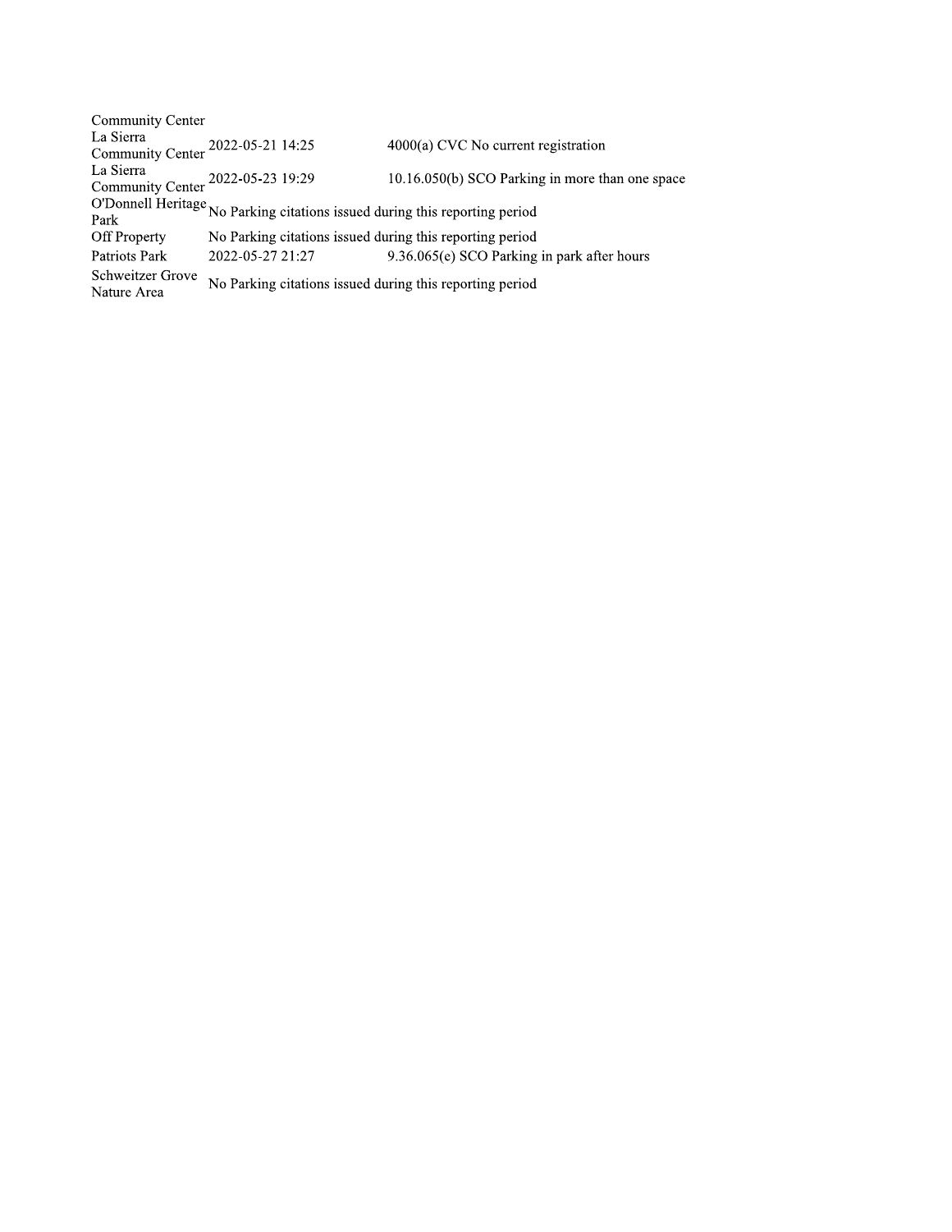| | | |
|---|---|---|
| Community Center | | |
| La Sierra Community Center | 2022-05-21 14:25 | 4000(a) CVC No current registration |
| La Sierra Community Center | 2022-05-23 19:29 | 10.16.050(b) SCO Parking in more than one space |
| O'Donnell Heritage Park | No Parking citations issued during this reporting period | |
| Off Property | No Parking citations issued during this reporting period | |
| Patriots Park | 2022-05-27 21:27 | 9.36.065(e) SCO Parking in park after hours |
| Schweitzer Grove Nature Area | No Parking citations issued during this reporting period | |